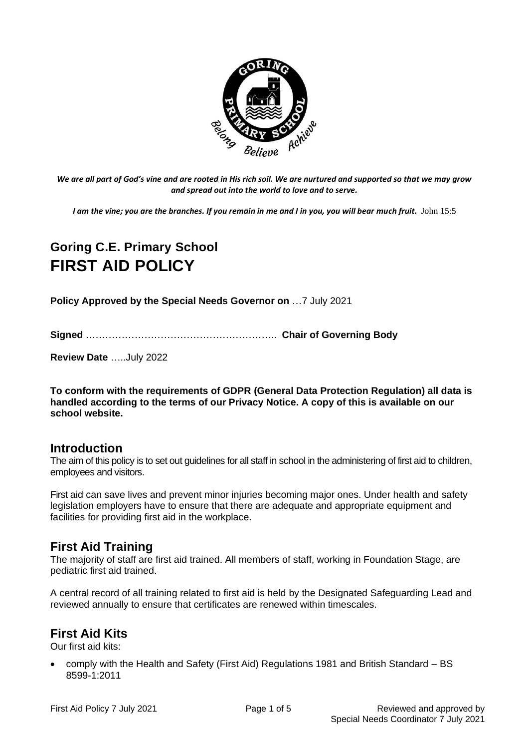*We are all part of God's vine and are rooted in His rich soil. We are nurtured and supported so that we may grow and spread out into the world to love and to serve.*

***I am the vine; you are the branches. If you remain in me and I in you, you will bear much fruit.*** John 15:5

## Goring C.E. Primary School

# FIRST AID POLICY

**Policy Approved by the Special Needs Governor on** …7 July 2021

**Signed** ………………………………………………….. **Chair of Governing Body**

**Review Date** …..July 2022

**To conform with the requirements of GDPR (General Data Protection Regulation) all data is handled according to the terms of our Privacy Notice. A copy of this is available on our school website.**

## Introduction

The aim of this policy is to set out guidelines for all staff in school in the administering of first aid to children, employees and visitors.

First aid can save lives and prevent minor injuries becoming major ones. Under health and safety legislation employers have to ensure that there are adequate and appropriate equipment and facilities for providing first aid in the workplace.

## First Aid Training

The majority of staff are first aid trained. All members of staff, working in Foundation Stage, are pediatric first aid trained.

A central record of all training related to first aid is held by the Designated Safeguarding Lead and reviewed annually to ensure that certificates are renewed within timescales.

## First Aid Kits

Our first aid kits:

- comply with the Health and Safety (First Aid) Regulations 1981 and British Standard – BS 8599-1:2011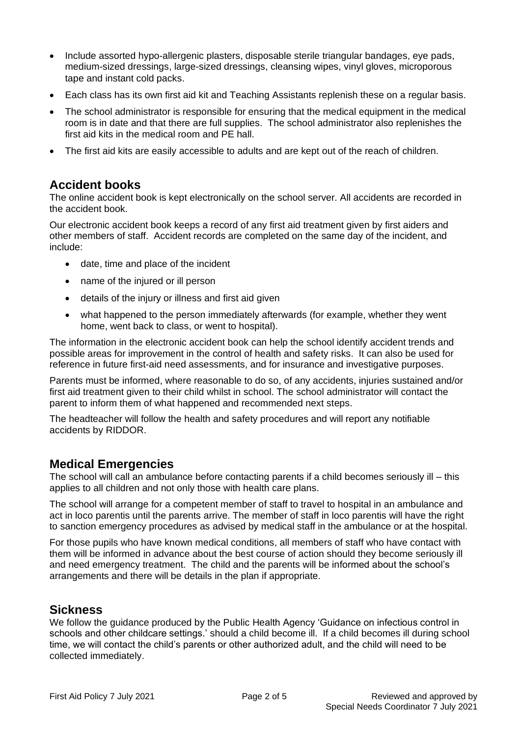- Include assorted hypo-allergenic plasters, disposable sterile triangular bandages, eye pads, medium-sized dressings, large-sized dressings, cleansing wipes, vinyl gloves, microporous tape and instant cold packs.
- Each class has its own first aid kit and Teaching Assistants replenish these on a regular basis.
- The school administrator is responsible for ensuring that the medical equipment in the medical room is in date and that there are full supplies. The school administrator also replenishes the first aid kits in the medical room and PE hall.
- The first aid kits are easily accessible to adults and are kept out of the reach of children.

## Accident books

The online accident book is kept electronically on the school server. All accidents are recorded in the accident book.

Our electronic accident book keeps a record of any first aid treatment given by first aiders and other members of staff. Accident records are completed on the same day of the incident, and include:

- date, time and place of the incident
- name of the injured or ill person
- details of the injury or illness and first aid given
- what happened to the person immediately afterwards (for example, whether they went home, went back to class, or went to hospital).

The information in the electronic accident book can help the school identify accident trends and possible areas for improvement in the control of health and safety risks. It can also be used for reference in future first-aid need assessments, and for insurance and investigative purposes.

Parents must be informed, where reasonable to do so, of any accidents, injuries sustained and/or first aid treatment given to their child whilst in school. The school administrator will contact the parent to inform them of what happened and recommended next steps.

The headteacher will follow the health and safety procedures and will report any notifiable accidents by RIDDOR.

## Medical Emergencies

The school will call an ambulance before contacting parents if a child becomes seriously ill – this applies to all children and not only those with health care plans.

The school will arrange for a competent member of staff to travel to hospital in an ambulance and act in loco parentis until the parents arrive. The member of staff in loco parentis will have the right to sanction emergency procedures as advised by medical staff in the ambulance or at the hospital.

For those pupils who have known medical conditions, all members of staff who have contact with them will be informed in advance about the best course of action should they become seriously ill and need emergency treatment. The child and the parents will be informed about the school's arrangements and there will be details in the plan if appropriate.

## Sickness

We follow the guidance produced by the Public Health Agency 'Guidance on infectious control in schools and other childcare settings.' should a child become ill. If a child becomes ill during school time, we will contact the child's parents or other authorized adult, and the child will need to be collected immediately.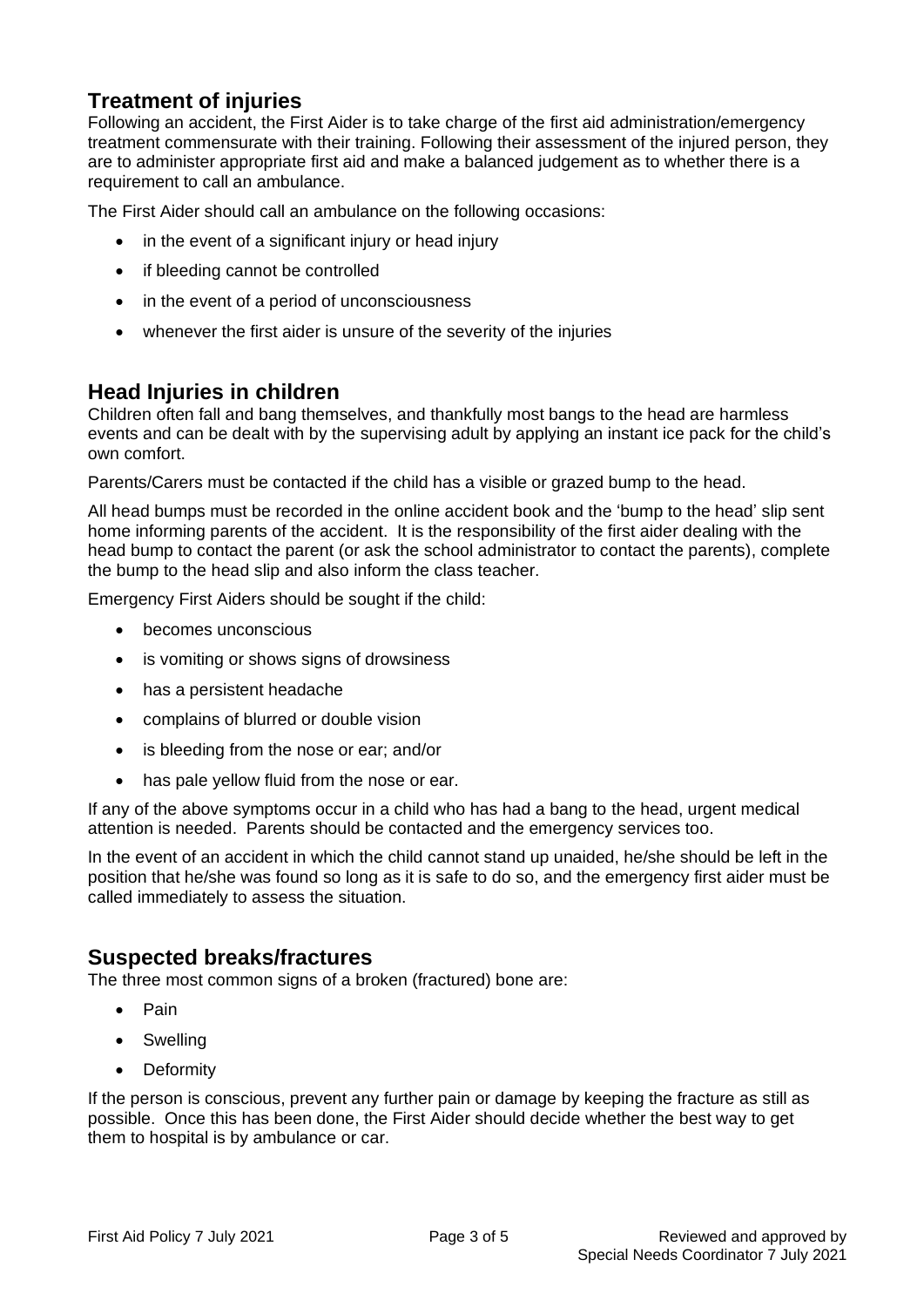## Treatment of injuries

Following an accident, the First Aider is to take charge of the first aid administration/emergency treatment commensurate with their training. Following their assessment of the injured person, they are to administer appropriate first aid and make a balanced judgement as to whether there is a requirement to call an ambulance.

The First Aider should call an ambulance on the following occasions:

- in the event of a significant injury or head injury
- if bleeding cannot be controlled
- in the event of a period of unconsciousness
- whenever the first aider is unsure of the severity of the injuries

## Head Injuries in children

Children often fall and bang themselves, and thankfully most bangs to the head are harmless events and can be dealt with by the supervising adult by applying an instant ice pack for the child's own comfort.

Parents/Carers must be contacted if the child has a visible or grazed bump to the head.

All head bumps must be recorded in the online accident book and the 'bump to the head' slip sent home informing parents of the accident. It is the responsibility of the first aider dealing with the head bump to contact the parent (or ask the school administrator to contact the parents), complete the bump to the head slip and also inform the class teacher.

Emergency First Aiders should be sought if the child:

- becomes unconscious
- is vomiting or shows signs of drowsiness
- has a persistent headache
- complains of blurred or double vision
- is bleeding from the nose or ear; and/or
- has pale yellow fluid from the nose or ear.

If any of the above symptoms occur in a child who has had a bang to the head, urgent medical attention is needed. Parents should be contacted and the emergency services too.

In the event of an accident in which the child cannot stand up unaided, he/she should be left in the position that he/she was found so long as it is safe to do so, and the emergency first aider must be called immediately to assess the situation.

## Suspected breaks/fractures

The three most common signs of a broken (fractured) bone are:

- Pain
- Swelling
- Deformity

If the person is conscious, prevent any further pain or damage by keeping the fracture as still as possible. Once this has been done, the First Aider should decide whether the best way to get them to hospital is by ambulance or car.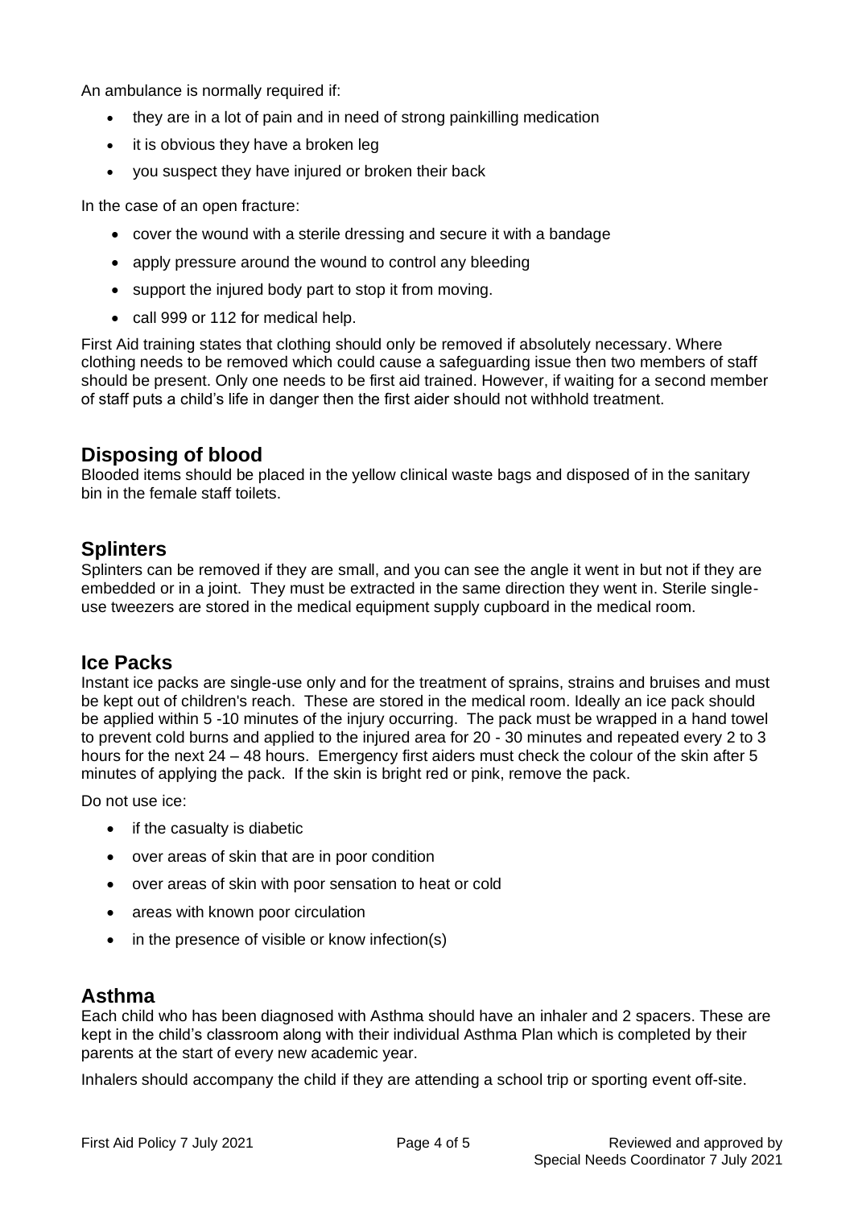An ambulance is normally required if:

- they are in a lot of pain and in need of strong painkilling medication
- it is obvious they have a broken leg
- you suspect they have injured or broken their back

In the case of an open fracture:

- cover the wound with a sterile dressing and secure it with a bandage
- apply pressure around the wound to control any bleeding
- support the injured body part to stop it from moving.
- call 999 or 112 for medical help.

First Aid training states that clothing should only be removed if absolutely necessary. Where clothing needs to be removed which could cause a safeguarding issue then two members of staff should be present. Only one needs to be first aid trained. However, if waiting for a second member of staff puts a child's life in danger then the first aider should not withhold treatment.

## Disposing of blood

Blooded items should be placed in the yellow clinical waste bags and disposed of in the sanitary bin in the female staff toilets.

## Splinters

Splinters can be removed if they are small, and you can see the angle it went in but not if they are embedded or in a joint. They must be extracted in the same direction they went in. Sterile single-use tweezers are stored in the medical equipment supply cupboard in the medical room.

## Ice Packs

Instant ice packs are single-use only and for the treatment of sprains, strains and bruises and must be kept out of children's reach. These are stored in the medical room. Ideally an ice pack should be applied within 5 -10 minutes of the injury occurring. The pack must be wrapped in a hand towel to prevent cold burns and applied to the injured area for 20 - 30 minutes and repeated every 2 to 3 hours for the next 24 – 48 hours. Emergency first aiders must check the colour of the skin after 5 minutes of applying the pack. If the skin is bright red or pink, remove the pack.

Do not use ice:

- if the casualty is diabetic
- over areas of skin that are in poor condition
- over areas of skin with poor sensation to heat or cold
- areas with known poor circulation
- in the presence of visible or know infection(s)

## Asthma

Each child who has been diagnosed with Asthma should have an inhaler and 2 spacers. These are kept in the child's classroom along with their individual Asthma Plan which is completed by their parents at the start of every new academic year.

Inhalers should accompany the child if they are attending a school trip or sporting event off-site.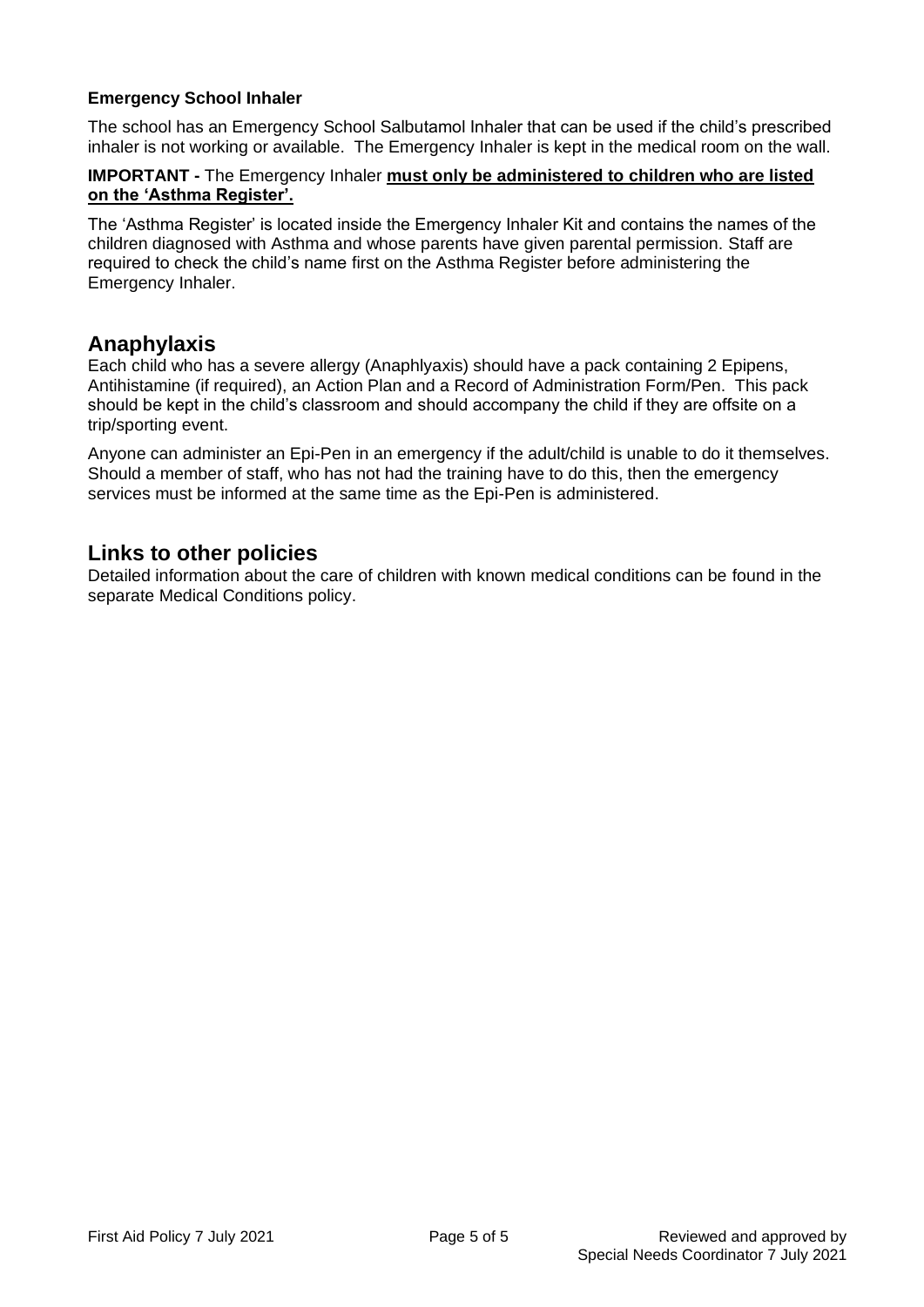**Emergency School Inhaler**

The school has an Emergency School Salbutamol Inhaler that can be used if the child's prescribed inhaler is not working or available. The Emergency Inhaler is kept in the medical room on the wall.

**IMPORTANT -** The Emergency Inhaler **must only be administered to children who are listed on the 'Asthma Register'.**

The 'Asthma Register' is located inside the Emergency Inhaler Kit and contains the names of the children diagnosed with Asthma and whose parents have given parental permission. Staff are required to check the child's name first on the Asthma Register before administering the Emergency Inhaler.

## Anaphylaxis

Each child who has a severe allergy (Anaphlyaxis) should have a pack containing 2 Epipens, Antihistamine (if required), an Action Plan and a Record of Administration Form/Pen. This pack should be kept in the child's classroom and should accompany the child if they are offsite on a trip/sporting event.

Anyone can administer an Epi-Pen in an emergency if the adult/child is unable to do it themselves. Should a member of staff, who has not had the training have to do this, then the emergency services must be informed at the same time as the Epi-Pen is administered.

## Links to other policies

Detailed information about the care of children with known medical conditions can be found in the separate Medical Conditions policy.